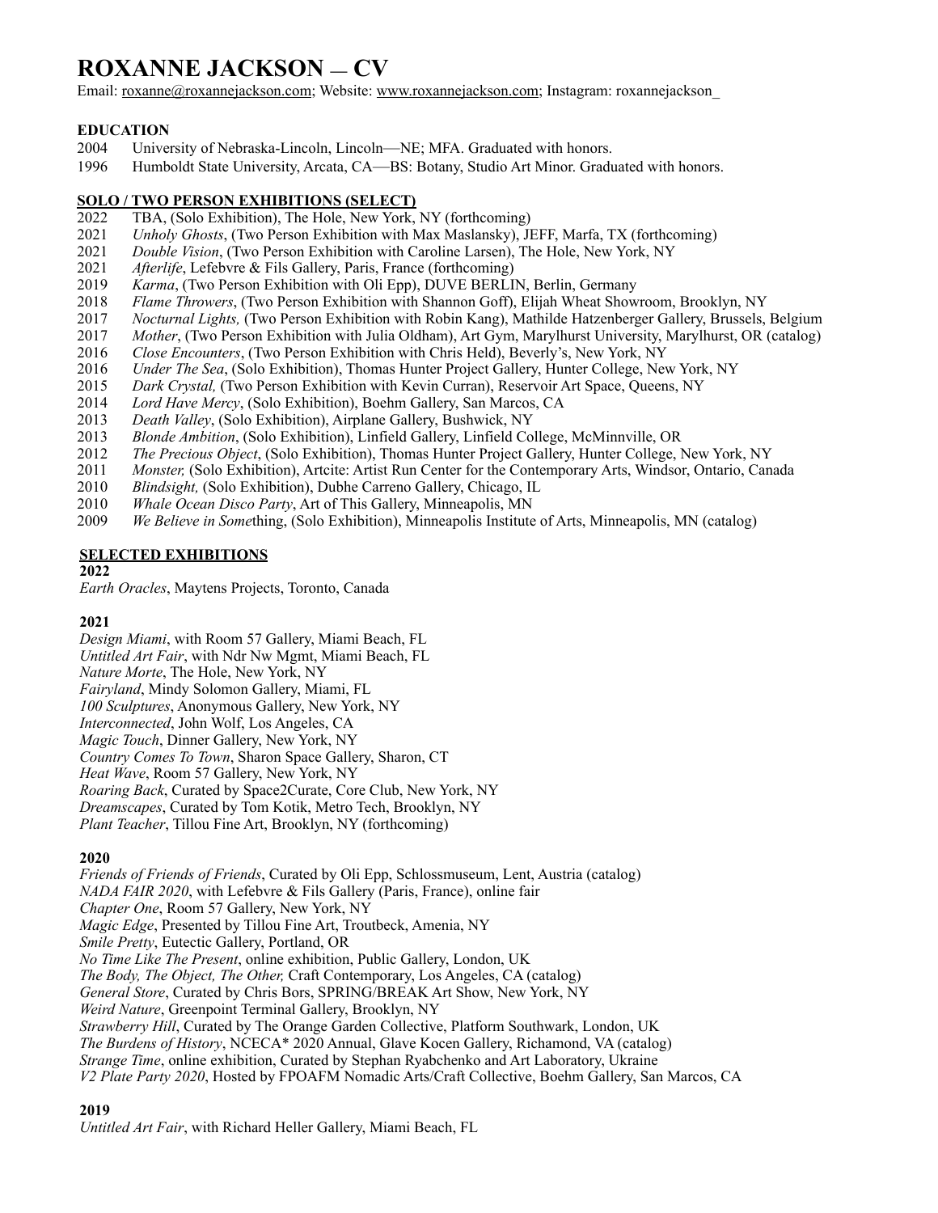# ROXANNE JACKSON — CV

Email: roxanne@roxannejackson.com; Website: www.roxannejackson.com; Instagram: roxannejackson_

## EDUCATION

2004 University of Nebraska-Lincoln, Lincoln—NE; MFA. Graduated with honors.
1996 Humboldt State University, Arcata, CA—BS: Botany, Studio Art Minor. Graduated with honors.

## SOLO / TWO PERSON EXHIBITIONS (SELECT)

2022 TBA, (Solo Exhibition), The Hole, New York, NY (forthcoming)
2021 *Unholy Ghosts*, (Two Person Exhibition with Max Maslansky), JEFF, Marfa, TX (forthcoming)
2021 *Double Vision*, (Two Person Exhibition with Caroline Larsen), The Hole, New York, NY
2021 *Afterlife*, Lefebvre & Fils Gallery, Paris, France (forthcoming)
2019 *Karma*, (Two Person Exhibition with Oli Epp), DUVE BERLIN, Berlin, Germany
2018 *Flame Throwers*, (Two Person Exhibition with Shannon Goff), Elijah Wheat Showroom, Brooklyn, NY
2017 *Nocturnal Lights,* (Two Person Exhibition with Robin Kang), Mathilde Hatzenberger Gallery, Brussels, Belgium
2017 *Mother*, (Two Person Exhibition with Julia Oldham), Art Gym, Marylhurst University, Marylhurst, OR (catalog)
2016 *Close Encounters*, (Two Person Exhibition with Chris Held), Beverly's, New York, NY
2016 *Under The Sea*, (Solo Exhibition), Thomas Hunter Project Gallery, Hunter College, New York, NY
2015 *Dark Crystal,* (Two Person Exhibition with Kevin Curran), Reservoir Art Space, Queens, NY
2014 *Lord Have Mercy*, (Solo Exhibition), Boehm Gallery, San Marcos, CA
2013 *Death Valley*, (Solo Exhibition), Airplane Gallery, Bushwick, NY
2013 *Blonde Ambition*, (Solo Exhibition), Linfield Gallery, Linfield College, McMinnville, OR
2012 *The Precious Object*, (Solo Exhibition), Thomas Hunter Project Gallery, Hunter College, New York, NY
2011 *Monster,* (Solo Exhibition), Artcite: Artist Run Center for the Contemporary Arts, Windsor, Ontario, Canada
2010 *Blindsight,* (Solo Exhibition), Dubhe Carreno Gallery, Chicago, IL
2010 *Whale Ocean Disco Party*, Art of This Gallery, Minneapolis, MN
2009 *We Believe in Some*thing, (Solo Exhibition), Minneapolis Institute of Arts, Minneapolis, MN (catalog)

## SELECTED EXHIBITIONS

**2022**

*Earth Oracles*, Maytens Projects, Toronto, Canada

**2021**

*Design Miami*, with Room 57 Gallery, Miami Beach, FL
*Untitled Art Fair*, with Ndr Nw Mgmt, Miami Beach, FL
*Nature Morte*, The Hole, New York, NY
*Fairyland*, Mindy Solomon Gallery, Miami, FL
*100 Sculptures*, Anonymous Gallery, New York, NY
*Interconnected*, John Wolf, Los Angeles, CA
*Magic Touch*, Dinner Gallery, New York, NY
*Country Comes To Town*, Sharon Space Gallery, Sharon, CT
*Heat Wave*, Room 57 Gallery, New York, NY
*Roaring Back*, Curated by Space2Curate, Core Club, New York, NY
*Dreamscapes*, Curated by Tom Kotik, Metro Tech, Brooklyn, NY
*Plant Teacher*, Tillou Fine Art, Brooklyn, NY (forthcoming)

**2020**

*Friends of Friends of Friends*, Curated by Oli Epp, Schlossmuseum, Lent, Austria (catalog)
*NADA FAIR 2020*, with Lefebvre & Fils Gallery (Paris, France), online fair
*Chapter One*, Room 57 Gallery, New York, NY
*Magic Edge*, Presented by Tillou Fine Art, Troutbeck, Amenia, NY
*Smile Pretty*, Eutectic Gallery, Portland, OR
*No Time Like The Present*, online exhibition, Public Gallery, London, UK
*The Body, The Object, The Other,* Craft Contemporary, Los Angeles, CA (catalog)
*General Store*, Curated by Chris Bors, SPRING/BREAK Art Show, New York, NY
*Weird Nature*, Greenpoint Terminal Gallery, Brooklyn, NY
*Strawberry Hill*, Curated by The Orange Garden Collective, Platform Southwark, London, UK
*The Burdens of History*, NCECA* 2020 Annual, Glave Kocen Gallery, Richamond, VA (catalog)
*Strange Time*, online exhibition, Curated by Stephan Ryabchenko and Art Laboratory, Ukraine
*V2 Plate Party 2020*, Hosted by FPOAFM Nomadic Arts/Craft Collective, Boehm Gallery, San Marcos, CA

**2019**

*Untitled Art Fair*, with Richard Heller Gallery, Miami Beach, FL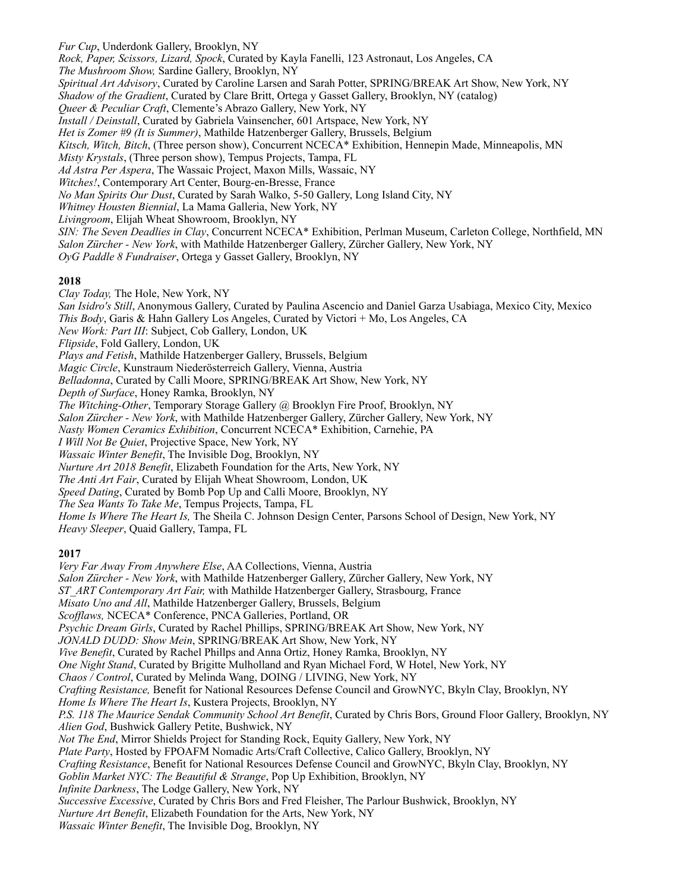*Fur Cup*, Underdonk Gallery, Brooklyn, NY
*Rock, Paper, Scissors, Lizard, Spock*, Curated by Kayla Fanelli, 123 Astronaut, Los Angeles, CA
*The Mushroom Show,* Sardine Gallery, Brooklyn, NY
*Spiritual Art Advisory*, Curated by Caroline Larsen and Sarah Potter, SPRING/BREAK Art Show, New York, NY
*Shadow of the Gradient*, Curated by Clare Britt, Ortega y Gasset Gallery, Brooklyn, NY (catalog)
*Queer & Peculiar Craft*, Clemente's Abrazo Gallery, New York, NY
*Install / Deinstall*, Curated by Gabriela Vainsencher, 601 Artspace, New York, NY
*Het is Zomer #9 (It is Summer)*, Mathilde Hatzenberger Gallery, Brussels, Belgium
*Kitsch, Witch, Bitch*, (Three person show), Concurrent NCECA* Exhibition, Hennepin Made, Minneapolis, MN
*Misty Krystals*, (Three person show), Tempus Projects, Tampa, FL
*Ad Astra Per Aspera*, The Wassaic Project, Maxon Mills, Wassaic, NY
*Witches!*, Contemporary Art Center, Bourg-en-Bresse, France
*No Man Spirits Our Dust*, Curated by Sarah Walko, 5-50 Gallery, Long Island City, NY
*Whitney Housten Biennial*, La Mama Galleria, New York, NY
*Livingroom*, Elijah Wheat Showroom, Brooklyn, NY
*SIN: The Seven Deadlies in Clay*, Concurrent NCECA* Exhibition, Perlman Museum, Carleton College, Northfield, MN
*Salon Zürcher - New York*, with Mathilde Hatzenberger Gallery, Zürcher Gallery, New York, NY
*OyG Paddle 8 Fundraiser*, Ortega y Gasset Gallery, Brooklyn, NY

**2018**

*Clay Today,* The Hole, New York, NY
*San Isidro's Still*, Anonymous Gallery, Curated by Paulina Ascencio and Daniel Garza Usabiaga, Mexico City, Mexico
*This Body*, Garis & Hahn Gallery Los Angeles, Curated by Victori + Mo, Los Angeles, CA
*New Work: Part III*: Subject, Cob Gallery, London, UK
*Flipside*, Fold Gallery, London, UK
*Plays and Fetish*, Mathilde Hatzenberger Gallery, Brussels, Belgium
*Magic Circle*, Kunstraum Niederösterreich Gallery, Vienna, Austria
*Belladonna*, Curated by Calli Moore, SPRING/BREAK Art Show, New York, NY
*Depth of Surface*, Honey Ramka, Brooklyn, NY
*The Witching-Other*, Temporary Storage Gallery @ Brooklyn Fire Proof, Brooklyn, NY
*Salon Zürcher - New York*, with Mathilde Hatzenberger Gallery, Zürcher Gallery, New York, NY
*Nasty Women Ceramics Exhibition*, Concurrent NCECA* Exhibition, Carnehie, PA
*I Will Not Be Quiet*, Projective Space, New York, NY
*Wassaic Winter Benefit*, The Invisible Dog, Brooklyn, NY
*Nurture Art 2018 Benefit*, Elizabeth Foundation for the Arts, New York, NY
*The Anti Art Fair*, Curated by Elijah Wheat Showroom, London, UK
*Speed Dating*, Curated by Bomb Pop Up and Calli Moore, Brooklyn, NY
*The Sea Wants To Take Me*, Tempus Projects, Tampa, FL
*Home Is Where The Heart Is,* The Sheila C. Johnson Design Center, Parsons School of Design, New York, NY
*Heavy Sleeper*, Quaid Gallery, Tampa, FL

**2017**

*Very Far Away From Anywhere Else*, AA Collections, Vienna, Austria
*Salon Zürcher - New York*, with Mathilde Hatzenberger Gallery, Zürcher Gallery, New York, NY
*ST_ART Contemporary Art Fair,* with Mathilde Hatzenberger Gallery, Strasbourg, France
*Misato Uno and All*, Mathilde Hatzenberger Gallery, Brussels, Belgium
*Scofflaws,* NCECA* Conference, PNCA Galleries, Portland, OR
*Psychic Dream Girls*, Curated by Rachel Phillips, SPRING/BREAK Art Show, New York, NY
*JONALD DUDD: Show Mein*, SPRING/BREAK Art Show, New York, NY
*Vive Benefit*, Curated by Rachel Phillps and Anna Ortiz, Honey Ramka, Brooklyn, NY
*One Night Stand*, Curated by Brigitte Mulholland and Ryan Michael Ford, W Hotel, New York, NY
*Chaos / Control*, Curated by Melinda Wang, DOING / LIVING, New York, NY
*Crafting Resistance,* Benefit for National Resources Defense Council and GrowNYC, Bkyln Clay, Brooklyn, NY
*Home Is Where The Heart Is*, Kustera Projects, Brooklyn, NY
*P.S. 118 The Maurice Sendak Community School Art Benefit*, Curated by Chris Bors, Ground Floor Gallery, Brooklyn, NY
*Alien God*, Bushwick Gallery Petite, Bushwick, NY
*Not The End*, Mirror Shields Project for Standing Rock, Equity Gallery, New York, NY
*Plate Party*, Hosted by FPOAFM Nomadic Arts/Craft Collective, Calico Gallery, Brooklyn, NY
*Crafting Resistance*, Benefit for National Resources Defense Council and GrowNYC, Bkyln Clay, Brooklyn, NY
*Goblin Market NYC: The Beautiful & Strange*, Pop Up Exhibition, Brooklyn, NY
*Infinite Darkness*, The Lodge Gallery, New York, NY
*Successive Excessive*, Curated by Chris Bors and Fred Fleisher, The Parlour Bushwick, Brooklyn, NY
*Nurture Art Benefit*, Elizabeth Foundation for the Arts, New York, NY
*Wassaic Winter Benefit*, The Invisible Dog, Brooklyn, NY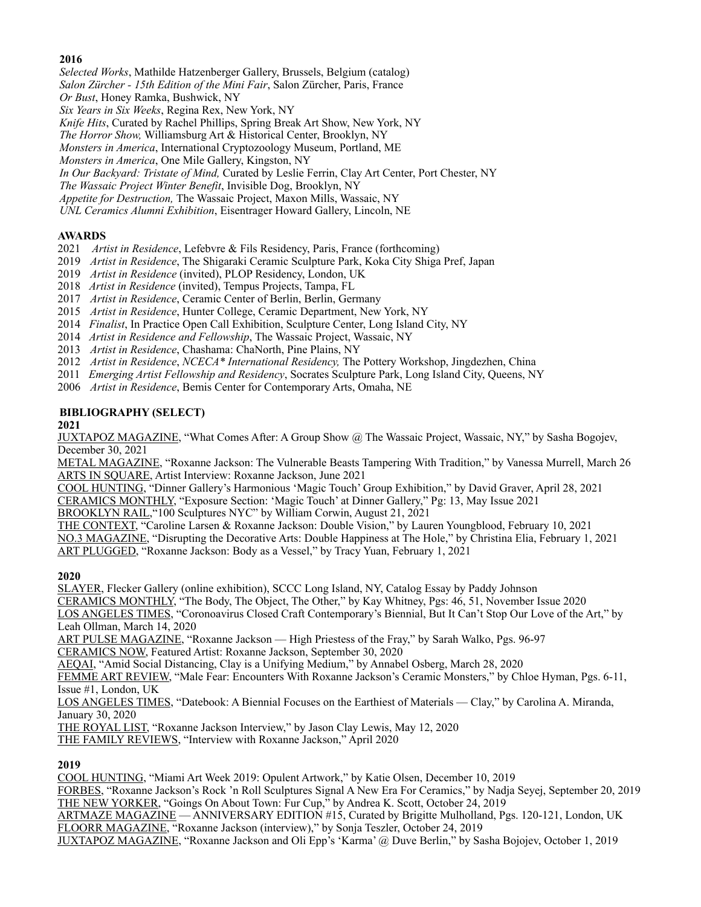**2016**

*Selected Works*, Mathilde Hatzenberger Gallery, Brussels, Belgium (catalog)
*Salon Zürcher - 15th Edition of the Mini Fair*, Salon Zürcher, Paris, France
*Or Bust*, Honey Ramka, Bushwick, NY
*Six Years in Six Weeks*, Regina Rex, New York, NY
*Knife Hits*, Curated by Rachel Phillips, Spring Break Art Show, New York, NY
*The Horror Show,* Williamsburg Art & Historical Center, Brooklyn, NY
*Monsters in America*, International Cryptozoology Museum, Portland, ME
*Monsters in America*, One Mile Gallery, Kingston, NY
*In Our Backyard: Tristate of Mind,* Curated by Leslie Ferrin, Clay Art Center, Port Chester, NY
*The Wassaic Project Winter Benefit*, Invisible Dog, Brooklyn, NY
*Appetite for Destruction,* The Wassaic Project, Maxon Mills, Wassaic, NY
*UNL Ceramics Alumni Exhibition*, Eisentrager Howard Gallery, Lincoln, NE

**AWARDS**

2021 *Artist in Residence*, Lefebvre & Fils Residency, Paris, France (forthcoming)
2019 *Artist in Residence*, The Shigaraki Ceramic Sculpture Park, Koka City Shiga Pref, Japan
2019 *Artist in Residence* (invited), PLOP Residency, London, UK
2018 *Artist in Residence* (invited), Tempus Projects, Tampa, FL
2017 *Artist in Residence*, Ceramic Center of Berlin, Berlin, Germany
2015 *Artist in Residence*, Hunter College, Ceramic Department, New York, NY
2014 *Finalist*, In Practice Open Call Exhibition, Sculpture Center, Long Island City, NY
2014 *Artist in Residence and Fellowship*, The Wassaic Project, Wassaic, NY
2013 *Artist in Residence*, Chashama: ChaNorth, Pine Plains, NY
2012 *Artist in Residence*, *NCECA* International Residency,* The Pottery Workshop, Jingdezhen, China
2011 *Emerging Artist Fellowship and Residency*, Socrates Sculpture Park, Long Island City, Queens, NY
2006 *Artist in Residence*, Bemis Center for Contemporary Arts, Omaha, NE

**BIBLIOGRAPHY (SELECT)**

**2021**

JUXTAPOZ MAGAZINE, "What Comes After: A Group Show @ The Wassaic Project, Wassaic, NY," by Sasha Bogojev, December 30, 2021
METAL MAGAZINE, "Roxanne Jackson: The Vulnerable Beasts Tampering With Tradition," by Vanessa Murrell, March 26
ARTS IN SQUARE, Artist Interview: Roxanne Jackson, June 2021
COOL HUNTING, "Dinner Gallery's Harmonious 'Magic Touch' Group Exhibition," by David Graver, April 28, 2021
CERAMICS MONTHLY, "Exposure Section: 'Magic Touch' at Dinner Gallery," Pg: 13, May Issue 2021
BROOKLYN RAIL,"100 Sculptures NYC" by William Corwin, August 21, 2021
THE CONTEXT, "Caroline Larsen & Roxanne Jackson: Double Vision," by Lauren Youngblood, February 10, 2021
NO.3 MAGAZINE, "Disrupting the Decorative Arts: Double Happiness at The Hole," by Christina Elia, February 1, 2021
ART PLUGGED, "Roxanne Jackson: Body as a Vessel," by Tracy Yuan, February 1, 2021

**2020**

SLAYER, Flecker Gallery (online exhibition), SCCC Long Island, NY, Catalog Essay by Paddy Johnson
CERAMICS MONTHLY, "The Body, The Object, The Other," by Kay Whitney, Pgs: 46, 51, November Issue 2020
LOS ANGELES TIMES, "Coronoavirus Closed Craft Contemporary's Biennial, But It Can't Stop Our Love of the Art," by Leah Ollman, March 14, 2020
ART PULSE MAGAZINE, "Roxanne Jackson — High Priestess of the Fray," by Sarah Walko, Pgs. 96-97
CERAMICS NOW, Featured Artist: Roxanne Jackson, September 30, 2020
AEQAI, "Amid Social Distancing, Clay is a Unifying Medium," by Annabel Osberg, March 28, 2020
FEMME ART REVIEW, "Male Fear: Encounters With Roxanne Jackson's Ceramic Monsters," by Chloe Hyman, Pgs. 6-11, Issue #1, London, UK
LOS ANGELES TIMES, "Datebook: A Biennial Focuses on the Earthiest of Materials — Clay," by Carolina A. Miranda, January 30, 2020
THE ROYAL LIST, "Roxanne Jackson Interview," by Jason Clay Lewis, May 12, 2020
THE FAMILY REVIEWS, "Interview with Roxanne Jackson," April 2020

**2019**

COOL HUNTING, "Miami Art Week 2019: Opulent Artwork," by Katie Olsen, December 10, 2019
FORBES, "Roxanne Jackson's Rock 'n Roll Sculptures Signal A New Era For Ceramics," by Nadja Seyej, September 20, 2019
THE NEW YORKER, "Goings On About Town: Fur Cup," by Andrea K. Scott, October 24, 2019
ARTMAZE MAGAZINE — ANNIVERSARY EDITION #15, Curated by Brigitte Mulholland, Pgs. 120-121, London, UK
FLOORR MAGAZINE, "Roxanne Jackson (interview)," by Sonja Teszler, October 24, 2019
JUXTAPOZ MAGAZINE, "Roxanne Jackson and Oli Epp's 'Karma' @ Duve Berlin," by Sasha Bojojev, October 1, 2019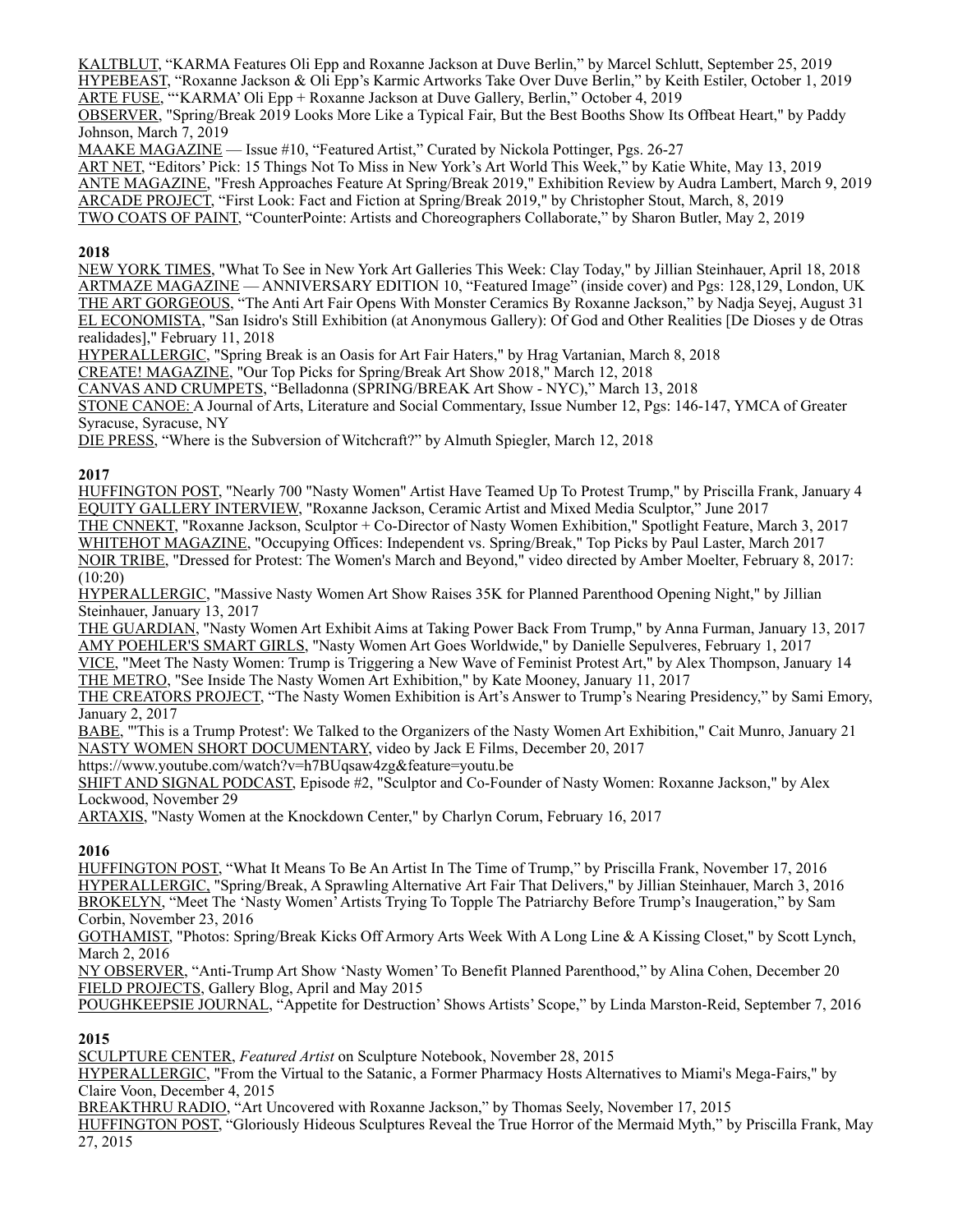KALTBLUT, “KARMA Features Oli Epp and Roxanne Jackson at Duve Berlin,” by Marcel Schlutt, September 25, 2019
HYPEBEAST, “Roxanne Jackson & Oli Epp’s Karmic Artworks Take Over Duve Berlin,” by Keith Estiler, October 1, 2019
ARTE FUSE, “‘KARMA’ Oli Epp + Roxanne Jackson at Duve Gallery, Berlin,” October 4, 2019
OBSERVER, "Spring/Break 2019 Looks More Like a Typical Fair, But the Best Booths Show Its Offbeat Heart," by Paddy Johnson, March 7, 2019
MAAKE MAGAZINE — Issue #10, “Featured Artist,” Curated by Nickola Pottinger, Pgs. 26-27
ART NET, “Editors’ Pick: 15 Things Not To Miss in New York’s Art World This Week,” by Katie White, May 13, 2019
ANTE MAGAZINE, "Fresh Approaches Feature At Spring/Break 2019," Exhibition Review by Audra Lambert, March 9, 2019
ARCADE PROJECT, "First Look: Fact and Fiction at Spring/Break 2019," by Christopher Stout, March, 8, 2019
TWO COATS OF PAINT, “CounterPointe: Artists and Choreographers Collaborate,” by Sharon Butler, May 2, 2019

**2018**

NEW YORK TIMES, "What To See in New York Art Galleries This Week: Clay Today," by Jillian Steinhauer, April 18, 2018
ARTMAZE MAGAZINE — ANNIVERSARY EDITION 10, “Featured Image” (inside cover) and Pgs: 128,129, London, UK
THE ART GORGEOUS, “The Anti Art Fair Opens With Monster Ceramics By Roxanne Jackson,” by Nadja Seyej, August 31
EL ECONOMISTA, "San Isidro's Still Exhibition (at Anonymous Gallery): Of God and Other Realities [De Dioses y de Otras realidades]," February 11, 2018
HYPERALLERGIC, "Spring Break is an Oasis for Art Fair Haters," by Hrag Vartanian, March 8, 2018
CREATE! MAGAZINE, "Our Top Picks for Spring/Break Art Show 2018," March 12, 2018
CANVAS AND CRUMPETS, “Belladonna (SPRING/BREAK Art Show - NYC),” March 13, 2018
STONE CANOE: A Journal of Arts, Literature and Social Commentary, Issue Number 12, Pgs: 146-147, YMCA of Greater Syracuse, Syracuse, NY
DIE PRESS, “Where is the Subversion of Witchcraft?” by Almuth Spiegler, March 12, 2018

**2017**

HUFFINGTON POST, "Nearly 700 "Nasty Women" Artist Have Teamed Up To Protest Trump," by Priscilla Frank, January 4
EQUITY GALLERY INTERVIEW, "Roxanne Jackson, Ceramic Artist and Mixed Media Sculptor," June 2017
THE CNNEKT, "Roxanne Jackson, Sculptor + Co-Director of Nasty Women Exhibition," Spotlight Feature, March 3, 2017
WHITEHOT MAGAZINE, "Occupying Offices: Independent vs. Spring/Break," Top Picks by Paul Laster, March 2017
NOIR TRIBE, "Dressed for Protest: The Women's March and Beyond," video directed by Amber Moelter, February 8, 2017: (10:20)
HYPERALLERGIC, "Massive Nasty Women Art Show Raises 35K for Planned Parenthood Opening Night," by Jillian Steinhauer, January 13, 2017
THE GUARDIAN, "Nasty Women Art Exhibit Aims at Taking Power Back From Trump," by Anna Furman, January 13, 2017
AMY POEHLER'S SMART GIRLS, "Nasty Women Art Goes Worldwide," by Danielle Sepulveres, February 1, 2017
VICE, "Meet The Nasty Women: Trump is Triggering a New Wave of Feminist Protest Art," by Alex Thompson, January 14
THE METRO, "See Inside The Nasty Women Art Exhibition," by Kate Mooney, January 11, 2017
THE CREATORS PROJECT, “The Nasty Women Exhibition is Art’s Answer to Trump’s Nearing Presidency,” by Sami Emory, January 2, 2017
BABE, "'This is a Trump Protest': We Talked to the Organizers of the Nasty Women Art Exhibition," Cait Munro, January 21
NASTY WOMEN SHORT DOCUMENTARY, video by Jack E Films, December 20, 2017
https://www.youtube.com/watch?v=h7BUqsaw4zg&feature=youtu.be
SHIFT AND SIGNAL PODCAST, Episode #2, "Sculptor and Co-Founder of Nasty Women: Roxanne Jackson," by Alex Lockwood, November 29
ARTAXIS, "Nasty Women at the Knockdown Center," by Charlyn Corum, February 16, 2017

**2016**

HUFFINGTON POST, “What It Means To Be An Artist In The Time of Trump,” by Priscilla Frank, November 17, 2016
HYPERALLERGIC, "Spring/Break, A Sprawling Alternative Art Fair That Delivers," by Jillian Steinhauer, March 3, 2016
BROKELYN, “Meet The ‘Nasty Women’ Artists Trying To Topple The Patriarchy Before Trump’s Inaugeration,” by Sam Corbin, November 23, 2016
GOTHAMIST, "Photos: Spring/Break Kicks Off Armory Arts Week With A Long Line & A Kissing Closet," by Scott Lynch, March 2, 2016
NY OBSERVER, “Anti-Trump Art Show ‘Nasty Women’ To Benefit Planned Parenthood,” by Alina Cohen, December 20
FIELD PROJECTS, Gallery Blog, April and May 2015
POUGHKEEPSIE JOURNAL, “Appetite for Destruction’ Shows Artists’ Scope,” by Linda Marston-Reid, September 7, 2016

**2015**

SCULPTURE CENTER, *Featured Artist* on Sculpture Notebook, November 28, 2015
HYPERALLERGIC, "From the Virtual to the Satanic, a Former Pharmacy Hosts Alternatives to Miami's Mega-Fairs," by Claire Voon, December 4, 2015
BREAKTHRU RADIO, “Art Uncovered with Roxanne Jackson,” by Thomas Seely, November 17, 2015
HUFFINGTON POST, “Gloriously Hideous Sculptures Reveal the True Horror of the Mermaid Myth,” by Priscilla Frank, May 27, 2015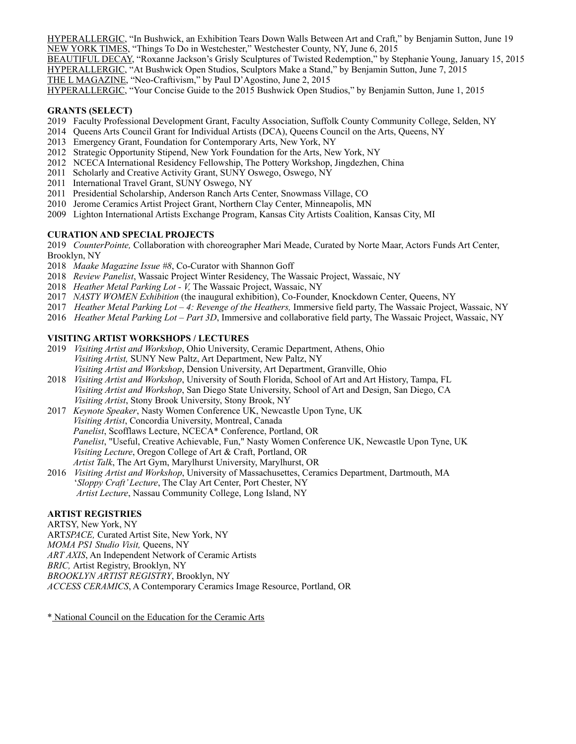HYPERALLERGIC, "In Bushwick, an Exhibition Tears Down Walls Between Art and Craft," by Benjamin Sutton, June 19
NEW YORK TIMES, "Things To Do in Westchester," Westchester County, NY, June 6, 2015
BEAUTIFUL DECAY, "Roxanne Jackson's Grisly Sculptures of Twisted Redemption," by Stephanie Young, January 15, 2015
HYPERALLERGIC, "At Bushwick Open Studios, Sculptors Make a Stand," by Benjamin Sutton, June 7, 2015
THE L MAGAZINE, "Neo-Craftivism," by Paul D'Agostino, June 2, 2015
HYPERALLERGIC, "Your Concise Guide to the 2015 Bushwick Open Studios," by Benjamin Sutton, June 1, 2015

**GRANTS (SELECT)**

2019 Faculty Professional Development Grant, Faculty Association, Suffolk County Community College, Selden, NY
2014 Queens Arts Council Grant for Individual Artists (DCA), Queens Council on the Arts, Queens, NY
2013 Emergency Grant, Foundation for Contemporary Arts, New York, NY
2012 Strategic Opportunity Stipend, New York Foundation for the Arts, New York, NY
2012 NCECA International Residency Fellowship, The Pottery Workshop, Jingdezhen, China
2011 Scholarly and Creative Activity Grant, SUNY Oswego, Oswego, NY
2011 International Travel Grant, SUNY Oswego, NY
2011 Presidential Scholarship, Anderson Ranch Arts Center, Snowmass Village, CO
2010 Jerome Ceramics Artist Project Grant, Northern Clay Center, Minneapolis, MN
2009 Lighton International Artists Exchange Program, Kansas City Artists Coalition, Kansas City, MI

**CURATION AND SPECIAL PROJECTS**

2019 *CounterPointe,* Collaboration with choreographer Mari Meade, Curated by Norte Maar, Actors Funds Art Center, Brooklyn, NY
2018 *Maake Magazine Issue #8*, Co-Curator with Shannon Goff
2018 *Review Panelist*, Wassaic Project Winter Residency, The Wassaic Project, Wassaic, NY
2018 *Heather Metal Parking Lot - V,* The Wassaic Project, Wassaic, NY
2017 *NASTY WOMEN Exhibition* (the inaugural exhibition), Co-Founder, Knockdown Center, Queens, NY
2017 *Heather Metal Parking Lot – 4: Revenge of the Heathers,* Immersive field party, The Wassaic Project, Wassaic, NY
2016 *Heather Metal Parking Lot – Part 3D*, Immersive and collaborative field party, The Wassaic Project, Wassaic, NY

**VISITING ARTIST WORKSHOPS / LECTURES**

2019 *Visiting Artist and Workshop*, Ohio University, Ceramic Department, Athens, Ohio
*Visiting Artist,* SUNY New Paltz, Art Department, New Paltz, NY
*Visiting Artist and Workshop*, Dension University, Art Department, Granville, Ohio
2018 *Visiting Artist and Workshop*, University of South Florida, School of Art and Art History, Tampa, FL
*Visiting Artist and Workshop*, San Diego State University, School of Art and Design, San Diego, CA
*Visiting Artist*, Stony Brook University, Stony Brook, NY
2017 *Keynote Speaker*, Nasty Women Conference UK, Newcastle Upon Tyne, UK
*Visiting Artist*, Concordia University, Montreal, Canada
*Panelist*, Scofflaws Lecture, NCECA* Conference, Portland, OR
*Panelist*, "Useful, Creative Achievable, Fun," Nasty Women Conference UK, Newcastle Upon Tyne, UK
*Visiting Lecture*, Oregon College of Art & Craft, Portland, OR
*Artist Talk*, The Art Gym, Marylhurst University, Marylhurst, OR
2016 *Visiting Artist and Workshop*, University of Massachusettes, Ceramics Department, Dartmouth, MA
'*Sloppy Craft' Lecture*, The Clay Art Center, Port Chester, NY
*Artist Lecture*, Nassau Community College, Long Island, NY

**ARTIST REGISTRIES**

ARTSY, New York, NY
ART*SPACE,* Curated Artist Site, New York, NY
*MOMA PS1 Studio Visit,* Queens, NY
*ART AXIS*, An Independent Network of Ceramic Artists
*BRIC,* Artist Registry, Brooklyn, NY
*BROOKLYN ARTIST REGISTRY*, Brooklyn, NY
*ACCESS CERAMICS*, A Contemporary Ceramics Image Resource, Portland, OR

* National Council on the Education for the Ceramic Arts